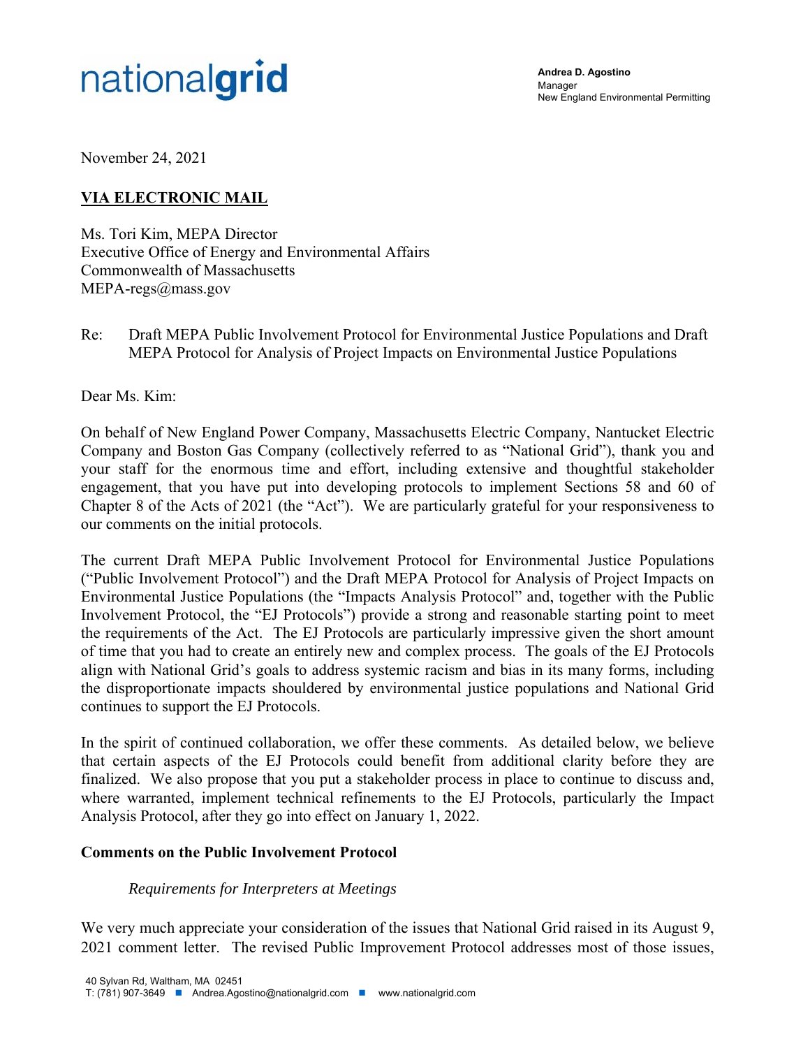nationalgrid

**Andrea D. Agostino**
Manager
New England Environmental Permitting

November 24, 2021

**VIA ELECTRONIC MAIL**

Ms. Tori Kim, MEPA Director
Executive Office of Energy and Environmental Affairs
Commonwealth of Massachusetts
MEPA-regs@mass.gov

Re: Draft MEPA Public Involvement Protocol for Environmental Justice Populations and Draft MEPA Protocol for Analysis of Project Impacts on Environmental Justice Populations

Dear Ms. Kim:

On behalf of New England Power Company, Massachusetts Electric Company, Nantucket Electric Company and Boston Gas Company (collectively referred to as "National Grid"), thank you and your staff for the enormous time and effort, including extensive and thoughtful stakeholder engagement, that you have put into developing protocols to implement Sections 58 and 60 of Chapter 8 of the Acts of 2021 (the "Act"). We are particularly grateful for your responsiveness to our comments on the initial protocols.

The current Draft MEPA Public Involvement Protocol for Environmental Justice Populations ("Public Involvement Protocol") and the Draft MEPA Protocol for Analysis of Project Impacts on Environmental Justice Populations (the "Impacts Analysis Protocol" and, together with the Public Involvement Protocol, the "EJ Protocols") provide a strong and reasonable starting point to meet the requirements of the Act. The EJ Protocols are particularly impressive given the short amount of time that you had to create an entirely new and complex process. The goals of the EJ Protocols align with National Grid's goals to address systemic racism and bias in its many forms, including the disproportionate impacts shouldered by environmental justice populations and National Grid continues to support the EJ Protocols.

In the spirit of continued collaboration, we offer these comments. As detailed below, we believe that certain aspects of the EJ Protocols could benefit from additional clarity before they are finalized. We also propose that you put a stakeholder process in place to continue to discuss and, where warranted, implement technical refinements to the EJ Protocols, particularly the Impact Analysis Protocol, after they go into effect on January 1, 2022.

**Comments on the Public Involvement Protocol**

*Requirements for Interpreters at Meetings*

We very much appreciate your consideration of the issues that National Grid raised in its August 9, 2021 comment letter. The revised Public Improvement Protocol addresses most of those issues,

40 Sylvan Rd, Waltham, MA 02451
T: (781) 907-3649 ■ Andrea.Agostino@nationalgrid.com ■ www.nationalgrid.com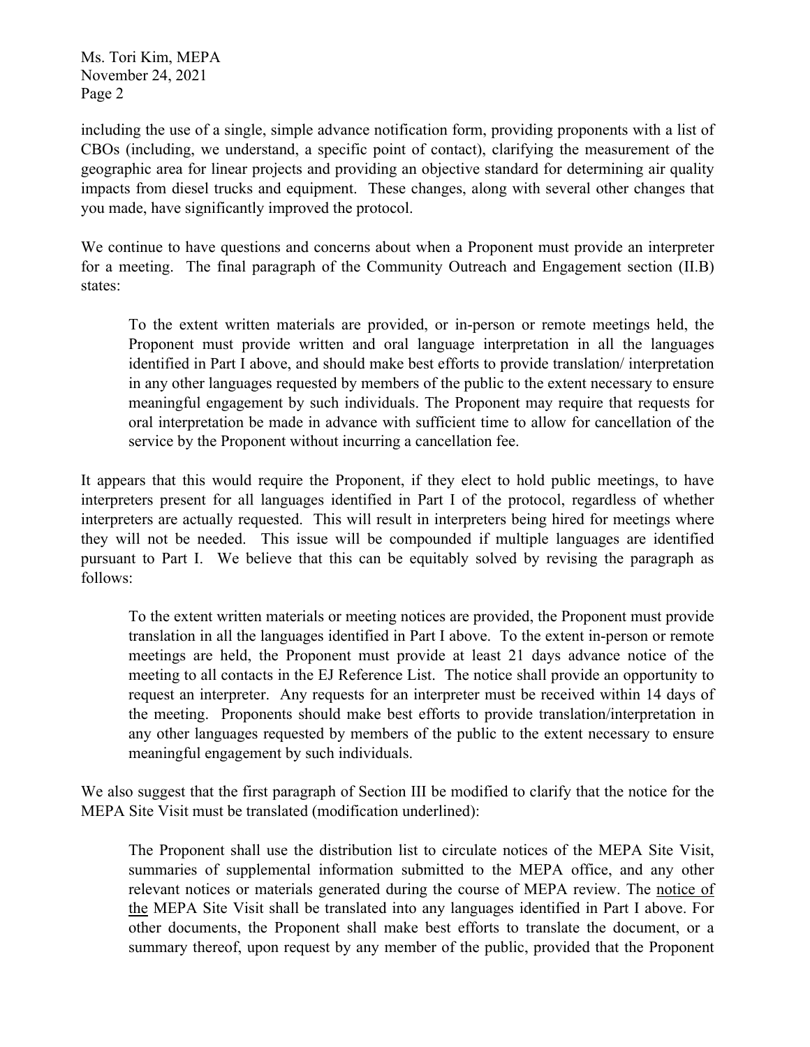including the use of a single, simple advance notification form, providing proponents with a list of CBOs (including, we understand, a specific point of contact), clarifying the measurement of the geographic area for linear projects and providing an objective standard for determining air quality impacts from diesel trucks and equipment. These changes, along with several other changes that you made, have significantly improved the protocol.

We continue to have questions and concerns about when a Proponent must provide an interpreter for a meeting. The final paragraph of the Community Outreach and Engagement section (II.B) states:

> To the extent written materials are provided, or in-person or remote meetings held, the Proponent must provide written and oral language interpretation in all the languages identified in Part I above, and should make best efforts to provide translation/ interpretation in any other languages requested by members of the public to the extent necessary to ensure meaningful engagement by such individuals. The Proponent may require that requests for oral interpretation be made in advance with sufficient time to allow for cancellation of the service by the Proponent without incurring a cancellation fee.

It appears that this would require the Proponent, if they elect to hold public meetings, to have interpreters present for all languages identified in Part I of the protocol, regardless of whether interpreters are actually requested. This will result in interpreters being hired for meetings where they will not be needed. This issue will be compounded if multiple languages are identified pursuant to Part I. We believe that this can be equitably solved by revising the paragraph as follows:

> To the extent written materials or meeting notices are provided, the Proponent must provide translation in all the languages identified in Part I above. To the extent in-person or remote meetings are held, the Proponent must provide at least 21 days advance notice of the meeting to all contacts in the EJ Reference List. The notice shall provide an opportunity to request an interpreter. Any requests for an interpreter must be received within 14 days of the meeting. Proponents should make best efforts to provide translation/interpretation in any other languages requested by members of the public to the extent necessary to ensure meaningful engagement by such individuals.

We also suggest that the first paragraph of Section III be modified to clarify that the notice for the MEPA Site Visit must be translated (modification underlined):

> The Proponent shall use the distribution list to circulate notices of the MEPA Site Visit, summaries of supplemental information submitted to the MEPA office, and any other relevant notices or materials generated during the course of MEPA review. The <u>notice of the</u> MEPA Site Visit shall be translated into any languages identified in Part I above. For other documents, the Proponent shall make best efforts to translate the document, or a summary thereof, upon request by any member of the public, provided that the Proponent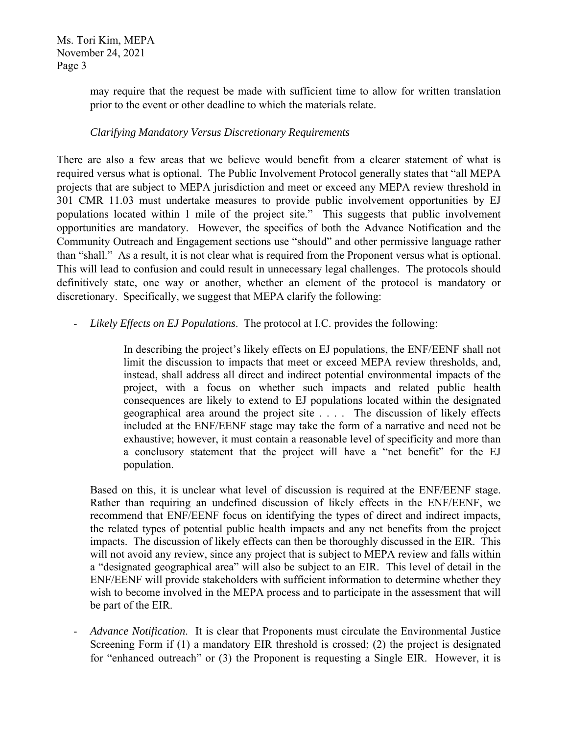may require that the request be made with sufficient time to allow for written translation prior to the event or other deadline to which the materials relate.

*Clarifying Mandatory Versus Discretionary Requirements*

There are also a few areas that we believe would benefit from a clearer statement of what is required versus what is optional. The Public Involvement Protocol generally states that "all MEPA projects that are subject to MEPA jurisdiction and meet or exceed any MEPA review threshold in 301 CMR 11.03 must undertake measures to provide public involvement opportunities by EJ populations located within 1 mile of the project site." This suggests that public involvement opportunities are mandatory. However, the specifics of both the Advance Notification and the Community Outreach and Engagement sections use "should" and other permissive language rather than "shall." As a result, it is not clear what is required from the Proponent versus what is optional. This will lead to confusion and could result in unnecessary legal challenges. The protocols should definitively state, one way or another, whether an element of the protocol is mandatory or discretionary. Specifically, we suggest that MEPA clarify the following:

- *Likely Effects on EJ Populations*. The protocol at I.C. provides the following:

  > In describing the project's likely effects on EJ populations, the ENF/EENF shall not limit the discussion to impacts that meet or exceed MEPA review thresholds, and, instead, shall address all direct and indirect potential environmental impacts of the project, with a focus on whether such impacts and related public health consequences are likely to extend to EJ populations located within the designated geographical area around the project site . . . . The discussion of likely effects included at the ENF/EENF stage may take the form of a narrative and need not be exhaustive; however, it must contain a reasonable level of specificity and more than a conclusory statement that the project will have a "net benefit" for the EJ population.

  Based on this, it is unclear what level of discussion is required at the ENF/EENF stage. Rather than requiring an undefined discussion of likely effects in the ENF/EENF, we recommend that ENF/EENF focus on identifying the types of direct and indirect impacts, the related types of potential public health impacts and any net benefits from the project impacts. The discussion of likely effects can then be thoroughly discussed in the EIR. This will not avoid any review, since any project that is subject to MEPA review and falls within a "designated geographical area" will also be subject to an EIR. This level of detail in the ENF/EENF will provide stakeholders with sufficient information to determine whether they wish to become involved in the MEPA process and to participate in the assessment that will be part of the EIR.

- *Advance Notification*. It is clear that Proponents must circulate the Environmental Justice Screening Form if (1) a mandatory EIR threshold is crossed; (2) the project is designated for "enhanced outreach" or (3) the Proponent is requesting a Single EIR. However, it is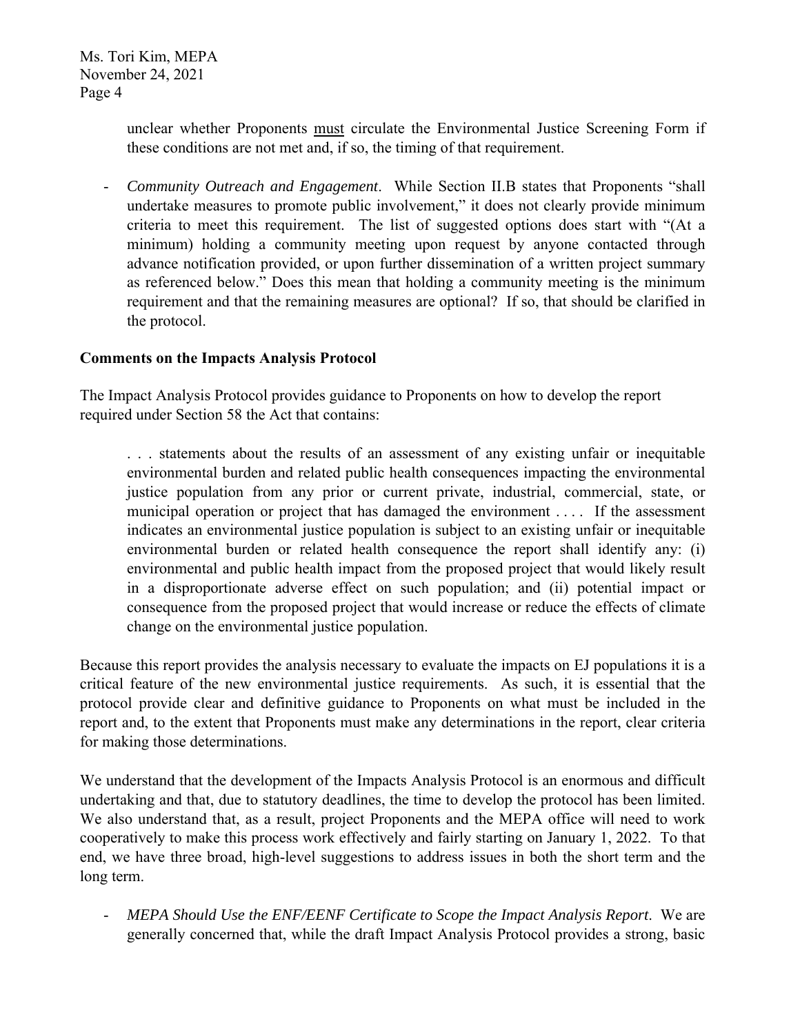unclear whether Proponents <u>must</u> circulate the Environmental Justice Screening Form if these conditions are not met and, if so, the timing of that requirement.

- *Community Outreach and Engagement*. While Section II.B states that Proponents "shall undertake measures to promote public involvement," it does not clearly provide minimum criteria to meet this requirement. The list of suggested options does start with "(At a minimum) holding a community meeting upon request by anyone contacted through advance notification provided, or upon further dissemination of a written project summary as referenced below." Does this mean that holding a community meeting is the minimum requirement and that the remaining measures are optional? If so, that should be clarified in the protocol.

**Comments on the Impacts Analysis Protocol**

The Impact Analysis Protocol provides guidance to Proponents on how to develop the report required under Section 58 the Act that contains:

> . . . statements about the results of an assessment of any existing unfair or inequitable environmental burden and related public health consequences impacting the environmental justice population from any prior or current private, industrial, commercial, state, or municipal operation or project that has damaged the environment . . . . If the assessment indicates an environmental justice population is subject to an existing unfair or inequitable environmental burden or related health consequence the report shall identify any: (i) environmental and public health impact from the proposed project that would likely result in a disproportionate adverse effect on such population; and (ii) potential impact or consequence from the proposed project that would increase or reduce the effects of climate change on the environmental justice population.

Because this report provides the analysis necessary to evaluate the impacts on EJ populations it is a critical feature of the new environmental justice requirements. As such, it is essential that the protocol provide clear and definitive guidance to Proponents on what must be included in the report and, to the extent that Proponents must make any determinations in the report, clear criteria for making those determinations.

We understand that the development of the Impacts Analysis Protocol is an enormous and difficult undertaking and that, due to statutory deadlines, the time to develop the protocol has been limited. We also understand that, as a result, project Proponents and the MEPA office will need to work cooperatively to make this process work effectively and fairly starting on January 1, 2022. To that end, we have three broad, high-level suggestions to address issues in both the short term and the long term.

- *MEPA Should Use the ENF/EENF Certificate to Scope the Impact Analysis Report*. We are generally concerned that, while the draft Impact Analysis Protocol provides a strong, basic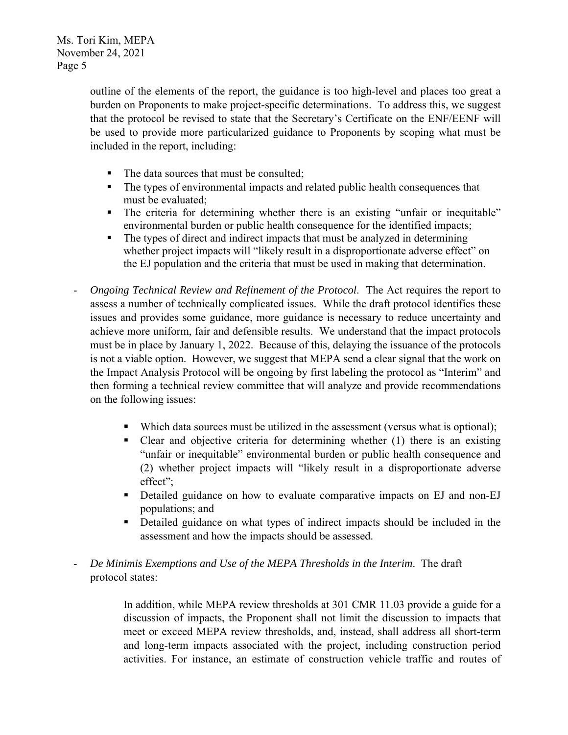outline of the elements of the report, the guidance is too high-level and places too great a burden on Proponents to make project-specific determinations. To address this, we suggest that the protocol be revised to state that the Secretary's Certificate on the ENF/EENF will be used to provide more particularized guidance to Proponents by scoping what must be included in the report, including:

- The data sources that must be consulted;
- The types of environmental impacts and related public health consequences that must be evaluated;
- The criteria for determining whether there is an existing "unfair or inequitable" environmental burden or public health consequence for the identified impacts;
- The types of direct and indirect impacts that must be analyzed in determining whether project impacts will "likely result in a disproportionate adverse effect" on the EJ population and the criteria that must be used in making that determination.

- *Ongoing Technical Review and Refinement of the Protocol*. The Act requires the report to assess a number of technically complicated issues. While the draft protocol identifies these issues and provides some guidance, more guidance is necessary to reduce uncertainty and achieve more uniform, fair and defensible results. We understand that the impact protocols must be in place by January 1, 2022. Because of this, delaying the issuance of the protocols is not a viable option. However, we suggest that MEPA send a clear signal that the work on the Impact Analysis Protocol will be ongoing by first labeling the protocol as "Interim" and then forming a technical review committee that will analyze and provide recommendations on the following issues:

  - Which data sources must be utilized in the assessment (versus what is optional);
  - Clear and objective criteria for determining whether (1) there is an existing "unfair or inequitable" environmental burden or public health consequence and (2) whether project impacts will "likely result in a disproportionate adverse effect";
  - Detailed guidance on how to evaluate comparative impacts on EJ and non-EJ populations; and
  - Detailed guidance on what types of indirect impacts should be included in the assessment and how the impacts should be assessed.

- *De Minimis Exemptions and Use of the MEPA Thresholds in the Interim*. The draft protocol states:

  > In addition, while MEPA review thresholds at 301 CMR 11.03 provide a guide for a discussion of impacts, the Proponent shall not limit the discussion to impacts that meet or exceed MEPA review thresholds, and, instead, shall address all short-term and long-term impacts associated with the project, including construction period activities. For instance, an estimate of construction vehicle traffic and routes of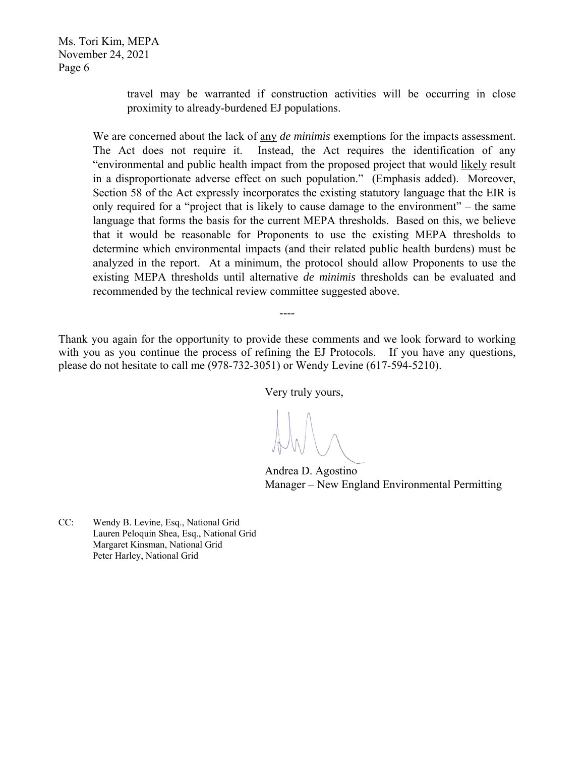travel may be warranted if construction activities will be occurring in close proximity to already-burdened EJ populations.

We are concerned about the lack of <u>any</u> *de minimis* exemptions for the impacts assessment. The Act does not require it. Instead, the Act requires the identification of any "environmental and public health impact from the proposed project that would <u>likely</u> result in a disproportionate adverse effect on such population." (Emphasis added). Moreover, Section 58 of the Act expressly incorporates the existing statutory language that the EIR is only required for a "project that is likely to cause damage to the environment" – the same language that forms the basis for the current MEPA thresholds. Based on this, we believe that it would be reasonable for Proponents to use the existing MEPA thresholds to determine which environmental impacts (and their related public health burdens) must be analyzed in the report. At a minimum, the protocol should allow Proponents to use the existing MEPA thresholds until alternative *de minimis* thresholds can be evaluated and recommended by the technical review committee suggested above.

----

Thank you again for the opportunity to provide these comments and we look forward to working with you as you continue the process of refining the EJ Protocols. If you have any questions, please do not hesitate to call me (978-732-3051) or Wendy Levine (617-594-5210).

Very truly yours,

Andrea D. Agostino
Manager – New England Environmental Permitting

CC: Wendy B. Levine, Esq., National Grid
Lauren Peloquin Shea, Esq., National Grid
Margaret Kinsman, National Grid
Peter Harley, National Grid